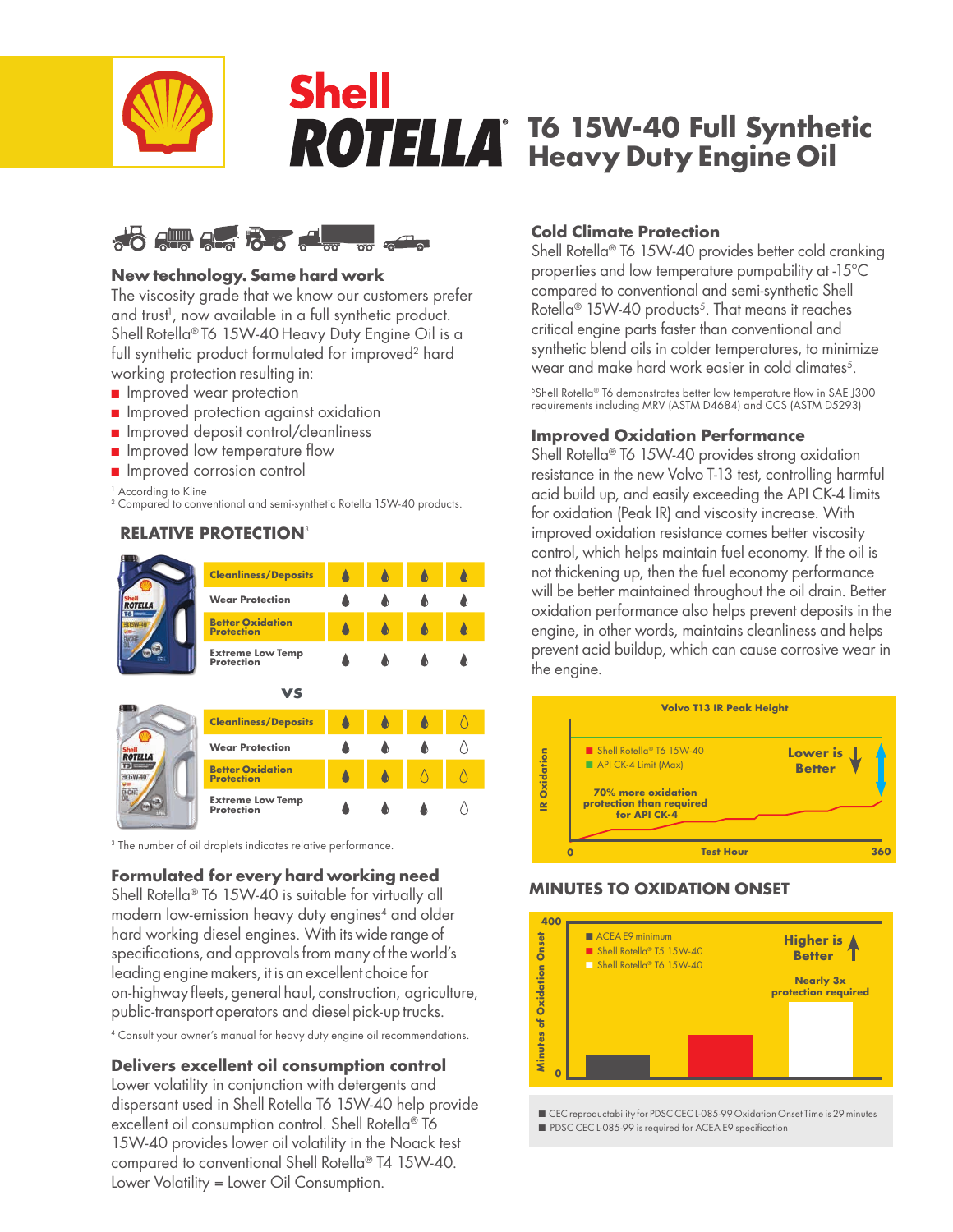# Shell ROTELLA® T6 15W-40 Full Synthetic Heavy Duty Engine Oil

## New technology. Same hard work

The viscosity grade that we know our customers prefer and trust[1], now available in a full synthetic product. Shell Rotella® T6 15W-40 Heavy Duty Engine Oil is a full synthetic product formulated for improved[2] hard working protection resulting in:

- Improved wear protection
- Improved protection against oxidation
- Improved deposit control/cleanliness
- Improved low temperature flow
- Improved corrosion control

[1] According to Kline
[2] Compared to conventional and semi-synthetic Rotella 15W-40 products.

### RELATIVE PROTECTION[3]

**Shell Rotella® T6 15W-40**

| Property | Performance |
|---|---|
| Cleanliness/Deposits | ●●●● |
| Wear Protection | ●●●● |
| Better Oxidation Protection | ●●●● |
| Extreme Low Temp Protection | ●●●● |

**VS**

**Shell Rotella® T5 15W-40**

| Property | Performance |
|---|---|
| Cleanliness/Deposits | ●●●○ |
| Wear Protection | ●●●○ |
| Better Oxidation Protection | ●●○○ |
| Extreme Low Temp Protection | ●●●○ |

[3] The number of oil droplets indicates relative performance.

## Formulated for every hard working need

Shell Rotella® T6 15W-40 is suitable for virtually all modern low-emission heavy duty engines[4] and older hard working diesel engines. With its wide range of specifications, and approvals from many of the world's leading engine makers, it is an excellent choice for on-highway fleets, general haul, construction, agriculture, public-transport operators and diesel pick-up trucks.

[4] Consult your owner's manual for heavy duty engine oil recommendations.

## Delivers excellent oil consumption control

Lower volatility in conjunction with detergents and dispersant used in Shell Rotella T6 15W-40 help provide excellent oil consumption control. Shell Rotella® T6 15W-40 provides lower oil volatility in the Noack test compared to conventional Shell Rotella® T4 15W-40. Lower Volatility = Lower Oil Consumption.

## Cold Climate Protection

Shell Rotella® T6 15W-40 provides better cold cranking properties and low temperature pumpability at -15°C compared to conventional and semi-synthetic Shell Rotella® 15W-40 products[5]. That means it reaches critical engine parts faster than conventional and synthetic blend oils in colder temperatures, to minimize wear and make hard work easier in cold climates[5].

[5] Shell Rotella® T6 demonstrates better low temperature flow in SAE J300 requirements including MRV (ASTM D4684) and CCS (ASTM D5293)

## Improved Oxidation Performance

Shell Rotella® T6 15W-40 provides strong oxidation resistance in the new Volvo T-13 test, controlling harmful acid build up, and easily exceeding the API CK-4 limits for oxidation (Peak IR) and viscosity increase. With improved oxidation resistance comes better viscosity control, which helps maintain fuel economy. If the oil is not thickening up, then the fuel economy performance will be better maintained throughout the oil drain. Better oxidation performance also helps prevent deposits in the engine, in other words, maintains cleanliness and helps prevent acid buildup, which can cause corrosive wear in the engine.

**Volvo T13 IR Peak Height**

- Y-axis: IR Oxidation
- X-axis: Test Hour (0 to 360)
- Shell Rotella® T6 15W-40
- API CK-4 Limit (Max)
- Lower is Better
- 70% more oxidation protection than required for API CK-4

## MINUTES TO OXIDATION ONSET

- Y-axis: Minutes of Oxidation Onset (0 to 400)
- ACEA E9 minimum
- Shell Rotella® T5 15W-40
- Shell Rotella® T6 15W-40
- Higher is Better
- Nearly 3x protection required

- CEC reproductability for PDSC CEC L-085-99 Oxidation Onset Time is 29 minutes
- PDSC CEC L-085-99 is required for ACEA E9 specification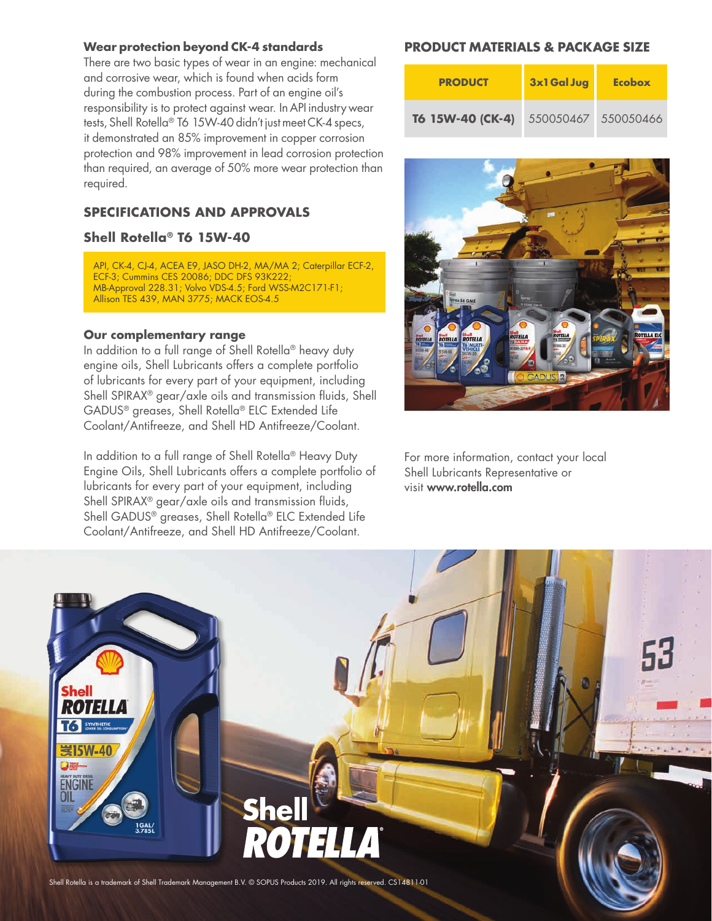### Wear protection beyond CK-4 standards

There are two basic types of wear in an engine: mechanical and corrosive wear, which is found when acids form during the combustion process. Part of an engine oil's responsibility is to protect against wear. In API industry wear tests, Shell Rotella® T6 15W-40 didn't just meet CK-4 specs, it demonstrated an 85% improvement in copper corrosion protection and 98% improvement in lead corrosion protection than required, an average of 50% more wear protection than required.

## SPECIFICATIONS AND APPROVALS

### Shell Rotella® T6 15W-40

API, CK-4, CJ-4, ACEA E9, JASO DH-2, MA/MA 2; Caterpillar ECF-2, ECF-3; Cummins CES 20086; DDC DFS 93K222; MB-Approval 228.31; Volvo VDS-4.5; Ford WSS-M2C171-F1; Allison TES 439, MAN 3775; MACK EOS-4.5

### Our complementary range

In addition to a full range of Shell Rotella® heavy duty engine oils, Shell Lubricants offers a complete portfolio of lubricants for every part of your equipment, including Shell SPIRAX® gear/axle oils and transmission fluids, Shell GADUS® greases, Shell Rotella® ELC Extended Life Coolant/Antifreeze, and Shell HD Antifreeze/Coolant.

In addition to a full range of Shell Rotella® Heavy Duty Engine Oils, Shell Lubricants offers a complete portfolio of lubricants for every part of your equipment, including Shell SPIRAX® gear/axle oils and transmission fluids, Shell GADUS® greases, Shell Rotella® ELC Extended Life Coolant/Antifreeze, and Shell HD Antifreeze/Coolant.

## PRODUCT MATERIALS & PACKAGE SIZE

| PRODUCT | 3x1 Gal Jug | Ecobox |
|---|---|---|
| **T6 15W-40 (CK-4)** | 550050467 | 550050466 |

For more information, contact your local Shell Lubricants Representative or visit **www.rotella.com**

Shell Rotella is a trademark of Shell Trademark Management B.V. © SOPUS Products 2019. All rights reserved. CS14811-01